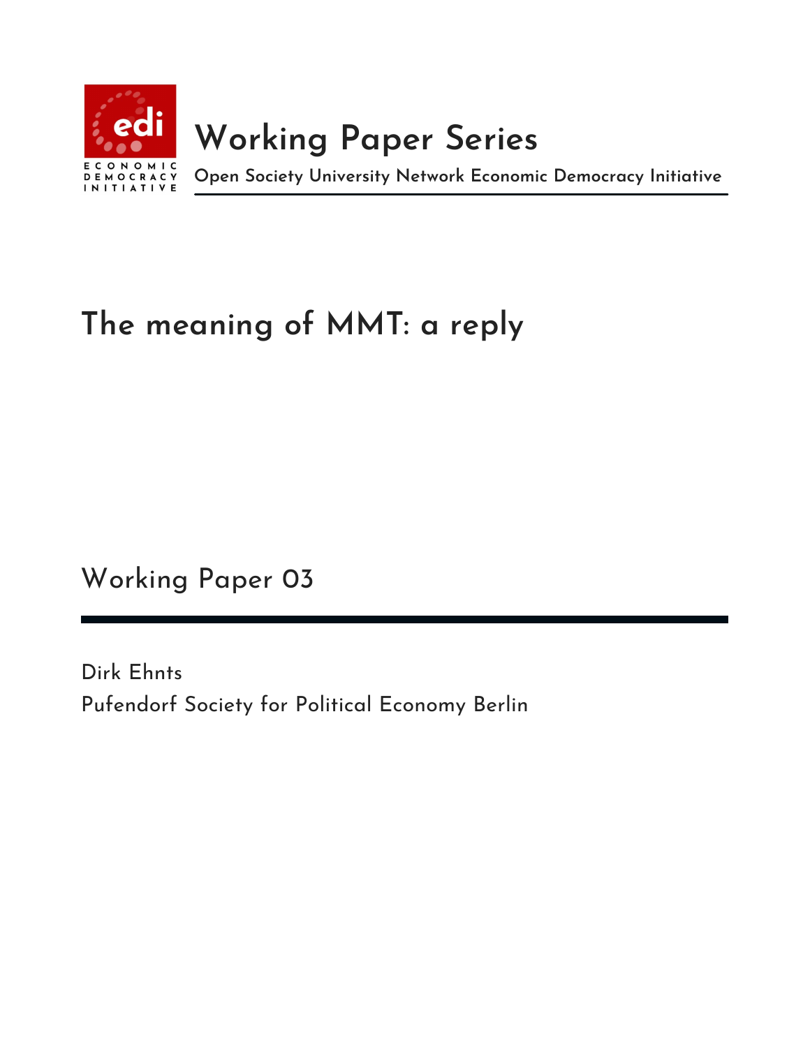# Working Paper Series

**Open Society University Network Economic Democracy Initiative**

# The meaning of MMT: a reply

Working Paper 03

Dirk Ehnts

Pufendorf Society for Political Economy Berlin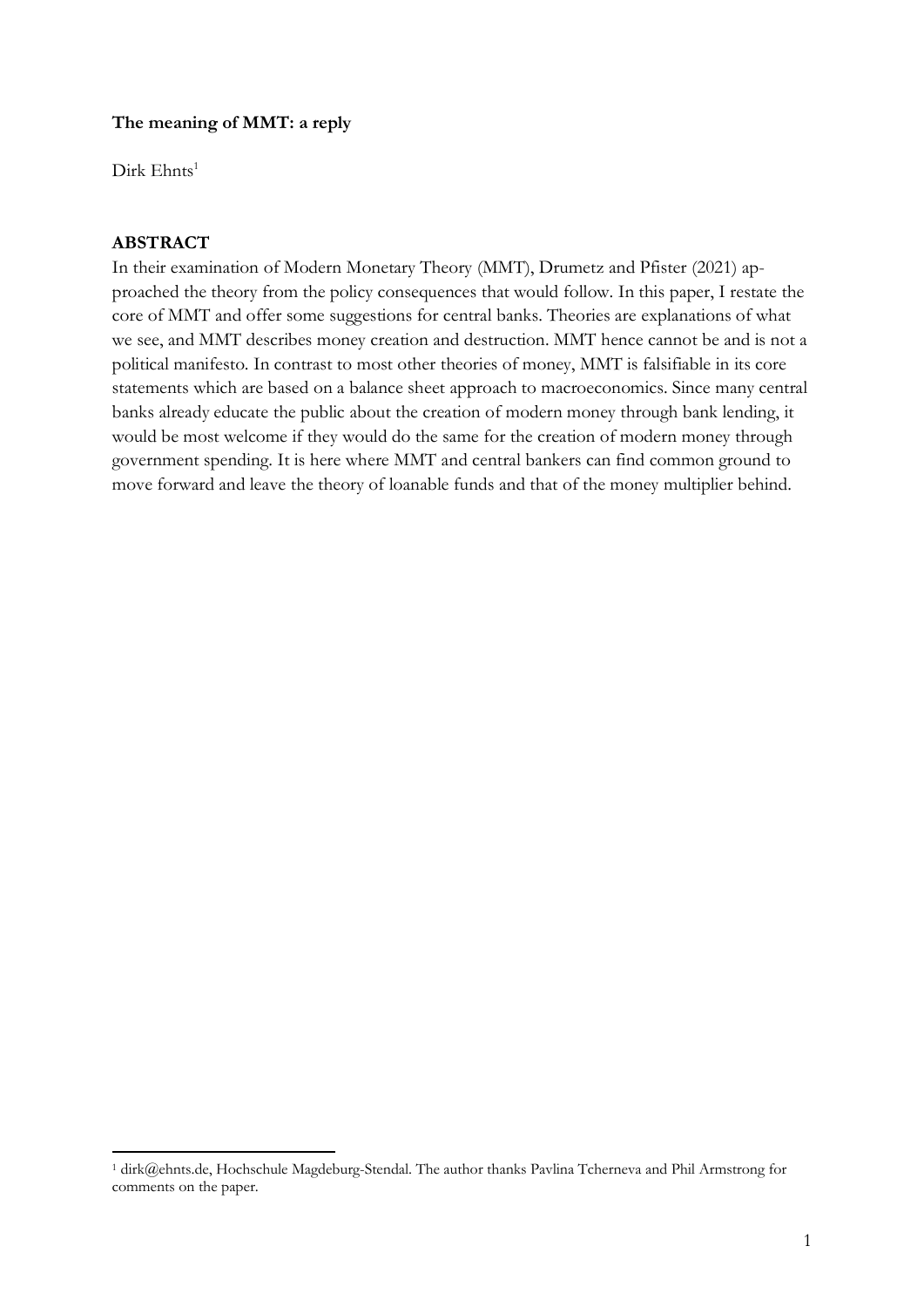**The meaning of MMT: a reply**

Dirk Ehnts[1]

## ABSTRACT

In their examination of Modern Monetary Theory (MMT), Drumetz and Pfister (2021) approached the theory from the policy consequences that would follow. In this paper, I restate the core of MMT and offer some suggestions for central banks. Theories are explanations of what we see, and MMT describes money creation and destruction. MMT hence cannot be and is not a political manifesto. In contrast to most other theories of money, MMT is falsifiable in its core statements which are based on a balance sheet approach to macroeconomics. Since many central banks already educate the public about the creation of modern money through bank lending, it would be most welcome if they would do the same for the creation of modern money through government spending. It is here where MMT and central bankers can find common ground to move forward and leave the theory of loanable funds and that of the money multiplier behind.

[1] dirk@ehnts.de, Hochschule Magdeburg-Stendal. The author thanks Pavlina Tcherneva and Phil Armstrong for comments on the paper.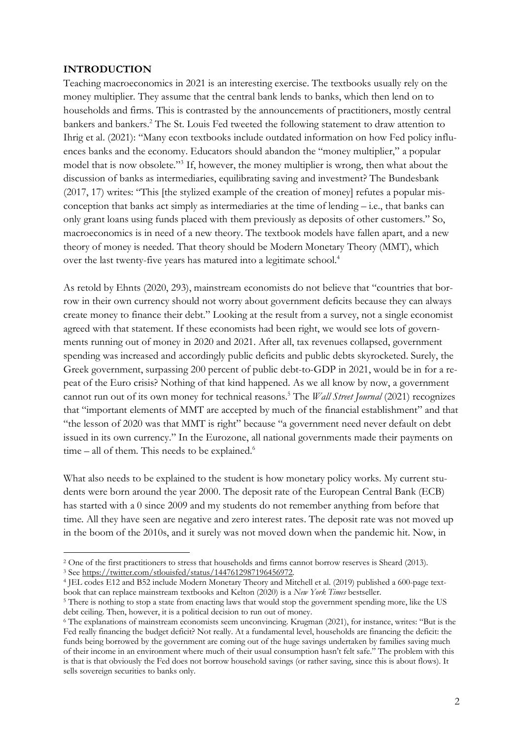## INTRODUCTION

Teaching macroeconomics in 2021 is an interesting exercise. The textbooks usually rely on the money multiplier. They assume that the central bank lends to banks, which then lend on to households and firms. This is contrasted by the announcements of practitioners, mostly central bankers and bankers.[2] The St. Louis Fed tweeted the following statement to draw attention to Ihrig et al. (2021): "Many econ textbooks include outdated information on how Fed policy influences banks and the economy. Educators should abandon the "money multiplier," a popular model that is now obsolete."[3] If, however, the money multiplier is wrong, then what about the discussion of banks as intermediaries, equilibrating saving and investment? The Bundesbank (2017, 17) writes: "This [the stylized example of the creation of money] refutes a popular misconception that banks act simply as intermediaries at the time of lending – i.e., that banks can only grant loans using funds placed with them previously as deposits of other customers." So, macroeconomics is in need of a new theory. The textbook models have fallen apart, and a new theory of money is needed. That theory should be Modern Monetary Theory (MMT), which over the last twenty-five years has matured into a legitimate school.[4]

As retold by Ehnts (2020, 293), mainstream economists do not believe that "countries that borrow in their own currency should not worry about government deficits because they can always create money to finance their debt." Looking at the result from a survey, not a single economist agreed with that statement. If these economists had been right, we would see lots of governments running out of money in 2020 and 2021. After all, tax revenues collapsed, government spending was increased and accordingly public deficits and public debts skyrocketed. Surely, the Greek government, surpassing 200 percent of public debt-to-GDP in 2021, would be in for a repeat of the Euro crisis? Nothing of that kind happened. As we all know by now, a government cannot run out of its own money for technical reasons.[5] The *Wall Street Journal* (2021) recognizes that "important elements of MMT are accepted by much of the financial establishment" and that "the lesson of 2020 was that MMT is right" because "a government need never default on debt issued in its own currency." In the Eurozone, all national governments made their payments on time – all of them. This needs to be explained.[6]

What also needs to be explained to the student is how monetary policy works. My current students were born around the year 2000. The deposit rate of the European Central Bank (ECB) has started with a 0 since 2009 and my students do not remember anything from before that time. All they have seen are negative and zero interest rates. The deposit rate was not moved up in the boom of the 2010s, and it surely was not moved down when the pandemic hit. Now, in

---

[2] One of the first practitioners to stress that households and firms cannot borrow reserves is Sheard (2013).

[3] See https://twitter.com/stlouisfed/status/1447612987196456972.

[4] JEL codes E12 and B52 include Modern Monetary Theory and Mitchell et al. (2019) published a 600-page textbook that can replace mainstream textbooks and Kelton (2020) is a *New York Times* bestseller.

[5] There is nothing to stop a state from enacting laws that would stop the government spending more, like the US debt ceiling. Then, however, it is a political decision to run out of money.

[6] The explanations of mainstream economists seem unconvincing. Krugman (2021), for instance, writes: "But is the Fed really financing the budget deficit? Not really. At a fundamental level, households are financing the deficit: the funds being borrowed by the government are coming out of the huge savings undertaken by families saving much of their income in an environment where much of their usual consumption hasn't felt safe." The problem with this is that is that obviously the Fed does not borrow household savings (or rather saving, since this is about flows). It sells sovereign securities to banks only.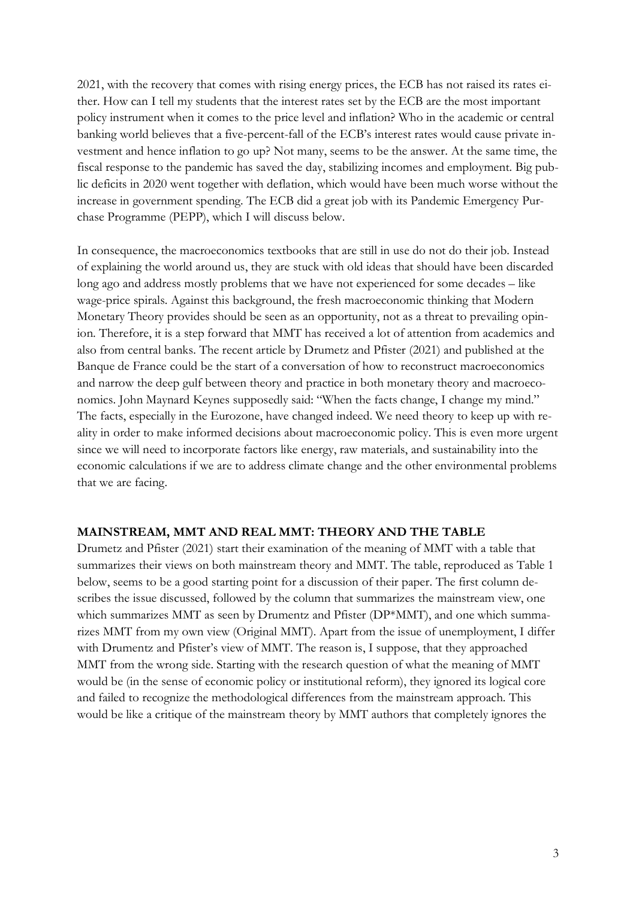2021, with the recovery that comes with rising energy prices, the ECB has not raised its rates either. How can I tell my students that the interest rates set by the ECB are the most important policy instrument when it comes to the price level and inflation? Who in the academic or central banking world believes that a five-percent-fall of the ECB's interest rates would cause private investment and hence inflation to go up? Not many, seems to be the answer. At the same time, the fiscal response to the pandemic has saved the day, stabilizing incomes and employment. Big public deficits in 2020 went together with deflation, which would have been much worse without the increase in government spending. The ECB did a great job with its Pandemic Emergency Purchase Programme (PEPP), which I will discuss below.

In consequence, the macroeconomics textbooks that are still in use do not do their job. Instead of explaining the world around us, they are stuck with old ideas that should have been discarded long ago and address mostly problems that we have not experienced for some decades – like wage-price spirals. Against this background, the fresh macroeconomic thinking that Modern Monetary Theory provides should be seen as an opportunity, not as a threat to prevailing opinion. Therefore, it is a step forward that MMT has received a lot of attention from academics and also from central banks. The recent article by Drumetz and Pfister (2021) and published at the Banque de France could be the start of a conversation of how to reconstruct macroeconomics and narrow the deep gulf between theory and practice in both monetary theory and macroeconomics. John Maynard Keynes supposedly said: "When the facts change, I change my mind." The facts, especially in the Eurozone, have changed indeed. We need theory to keep up with reality in order to make informed decisions about macroeconomic policy. This is even more urgent since we will need to incorporate factors like energy, raw materials, and sustainability into the economic calculations if we are to address climate change and the other environmental problems that we are facing.

## MAINSTREAM, MMT AND REAL MMT: THEORY AND THE TABLE

Drumetz and Pfister (2021) start their examination of the meaning of MMT with a table that summarizes their views on both mainstream theory and MMT. The table, reproduced as Table 1 below, seems to be a good starting point for a discussion of their paper. The first column describes the issue discussed, followed by the column that summarizes the mainstream view, one which summarizes MMT as seen by Drumentz and Pfister (DP*MMT), and one which summarizes MMT from my own view (Original MMT). Apart from the issue of unemployment, I differ with Drumentz and Pfister's view of MMT. The reason is, I suppose, that they approached MMT from the wrong side. Starting with the research question of what the meaning of MMT would be (in the sense of economic policy or institutional reform), they ignored its logical core and failed to recognize the methodological differences from the mainstream approach. This would be like a critique of the mainstream theory by MMT authors that completely ignores the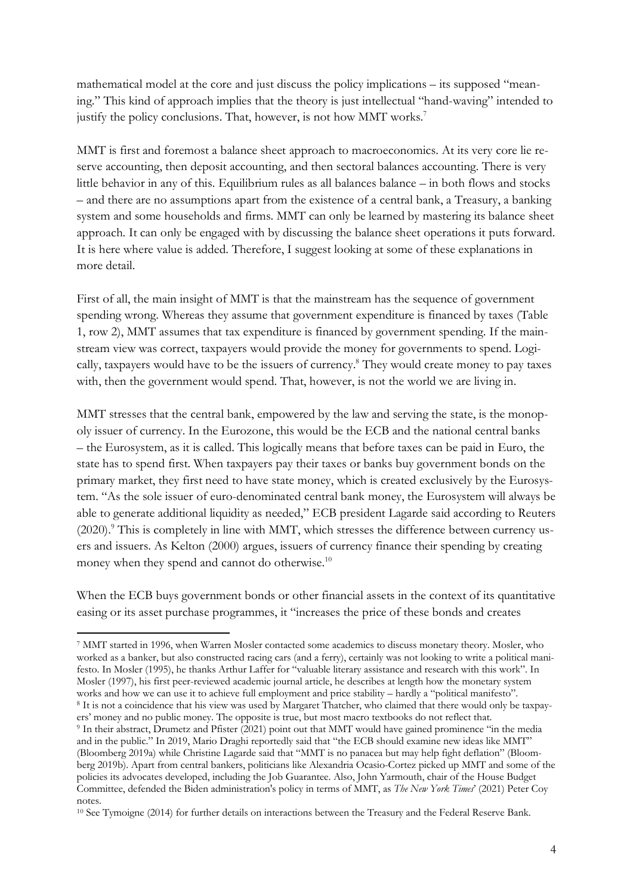mathematical model at the core and just discuss the policy implications – its supposed "meaning." This kind of approach implies that the theory is just intellectual "hand-waving" intended to justify the policy conclusions. That, however, is not how MMT works.[7]

MMT is first and foremost a balance sheet approach to macroeconomics. At its very core lie reserve accounting, then deposit accounting, and then sectoral balances accounting. There is very little behavior in any of this. Equilibrium rules as all balances balance – in both flows and stocks – and there are no assumptions apart from the existence of a central bank, a Treasury, a banking system and some households and firms. MMT can only be learned by mastering its balance sheet approach. It can only be engaged with by discussing the balance sheet operations it puts forward. It is here where value is added. Therefore, I suggest looking at some of these explanations in more detail.

First of all, the main insight of MMT is that the mainstream has the sequence of government spending wrong. Whereas they assume that government expenditure is financed by taxes (Table 1, row 2), MMT assumes that tax expenditure is financed by government spending. If the mainstream view was correct, taxpayers would provide the money for governments to spend. Logically, taxpayers would have to be the issuers of currency.[8] They would create money to pay taxes with, then the government would spend. That, however, is not the world we are living in.

MMT stresses that the central bank, empowered by the law and serving the state, is the monopoly issuer of currency. In the Eurozone, this would be the ECB and the national central banks – the Eurosystem, as it is called. This logically means that before taxes can be paid in Euro, the state has to spend first. When taxpayers pay their taxes or banks buy government bonds on the primary market, they first need to have state money, which is created exclusively by the Eurosystem. "As the sole issuer of euro-denominated central bank money, the Eurosystem will always be able to generate additional liquidity as needed," ECB president Lagarde said according to Reuters (2020).[9] This is completely in line with MMT, which stresses the difference between currency users and issuers. As Kelton (2000) argues, issuers of currency finance their spending by creating money when they spend and cannot do otherwise.[10]

When the ECB buys government bonds or other financial assets in the context of its quantitative easing or its asset purchase programmes, it "increases the price of these bonds and creates

---

[7] MMT started in 1996, when Warren Mosler contacted some academics to discuss monetary theory. Mosler, who worked as a banker, but also constructed racing cars (and a ferry), certainly was not looking to write a political manifesto. In Mosler (1995), he thanks Arthur Laffer for "valuable literary assistance and research with this work". In Mosler (1997), his first peer-reviewed academic journal article, he describes at length how the monetary system works and how we can use it to achieve full employment and price stability – hardly a "political manifesto".

[8] It is not a coincidence that his view was used by Margaret Thatcher, who claimed that there would only be taxpayers' money and no public money. The opposite is true, but most macro textbooks do not reflect that.

[9] In their abstract, Drumetz and Pfister (2021) point out that MMT would have gained prominence "in the media and in the public." In 2019, Mario Draghi reportedly said that "the ECB should examine new ideas like MMT" (Bloomberg 2019a) while Christine Lagarde said that "MMT is no panacea but may help fight deflation" (Bloomberg 2019b). Apart from central bankers, politicians like Alexandria Ocasio-Cortez picked up MMT and some of the policies its advocates developed, including the Job Guarantee. Also, John Yarmouth, chair of the House Budget Committee, defended the Biden administration's policy in terms of MMT, as *The New York Times*' (2021) Peter Coy notes.

[10] See Tymoigne (2014) for further details on interactions between the Treasury and the Federal Reserve Bank.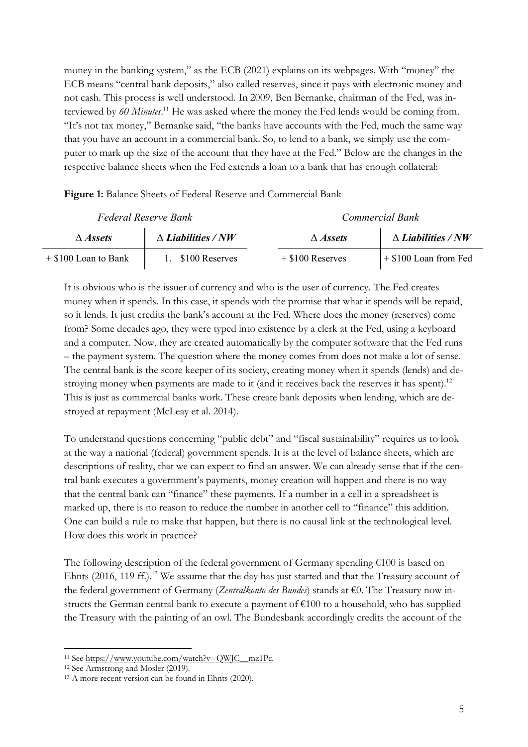money in the banking system," as the ECB (2021) explains on its webpages. With "money" the ECB means "central bank deposits," also called reserves, since it pays with electronic money and not cash. This process is well understood. In 2009, Ben Bernanke, chairman of the Fed, was interviewed by *60 Minutes*.[11] He was asked where the money the Fed lends would be coming from. "It's not tax money," Bernanke said, "the banks have accounts with the Fed, much the same way that you have an account in a commercial bank. So, to lend to a bank, we simply use the computer to mark up the size of the account that they have at the Fed." Below are the changes in the respective balance sheets when the Fed extends a loan to a bank that has enough collateral:

**Figure 1:** Balance Sheets of Federal Reserve and Commercial Bank

| *Federal Reserve Bank* | | *Commercial Bank* | |
|---|---|---|---|
| ***Δ Assets*** | ***Δ Liabilities / NW*** | ***Δ Assets*** | ***Δ Liabilities / NW*** |
| + $100 Loan to Bank | 1. $100 Reserves | + $100 Reserves | + $100 Loan from Fed |

It is obvious who is the issuer of currency and who is the user of currency. The Fed creates money when it spends. In this case, it spends with the promise that what it spends will be repaid, so it lends. It just credits the bank's account at the Fed. Where does the money (reserves) come from? Some decades ago, they were typed into existence by a clerk at the Fed, using a keyboard and a computer. Now, they are created automatically by the computer software that the Fed runs – the payment system. The question where the money comes from does not make a lot of sense. The central bank is the score keeper of its society, creating money when it spends (lends) and destroying money when payments are made to it (and it receives back the reserves it has spent).[12] This is just as commercial banks work. These create bank deposits when lending, which are destroyed at repayment (McLeay et al. 2014).

To understand questions concerning "public debt" and "fiscal sustainability" requires us to look at the way a national (federal) government spends. It is at the level of balance sheets, which are descriptions of reality, that we can expect to find an answer. We can already sense that if the central bank executes a government's payments, money creation will happen and there is no way that the central bank can "finance" these payments. If a number in a cell in a spreadsheet is marked up, there is no reason to reduce the number in another cell to "finance" this addition. One can build a rule to make that happen, but there is no causal link at the technological level. How does this work in practice?

The following description of the federal government of Germany spending €100 is based on Ehnts (2016, 119 ff.).[13] We assume that the day has just started and that the Treasury account of the federal government of Germany (*Zentralkonto des Bundes*) stands at €0. The Treasury now instructs the German central bank to execute a payment of €100 to a household, who has supplied the Treasury with the painting of an owl. The Bundesbank accordingly credits the account of the

---

[11] See https://www.youtube.com/watch?v=QWJC__mz1Pc.

[12] See Armstrong and Mosler (2019).

[13] A more recent version can be found in Ehnts (2020).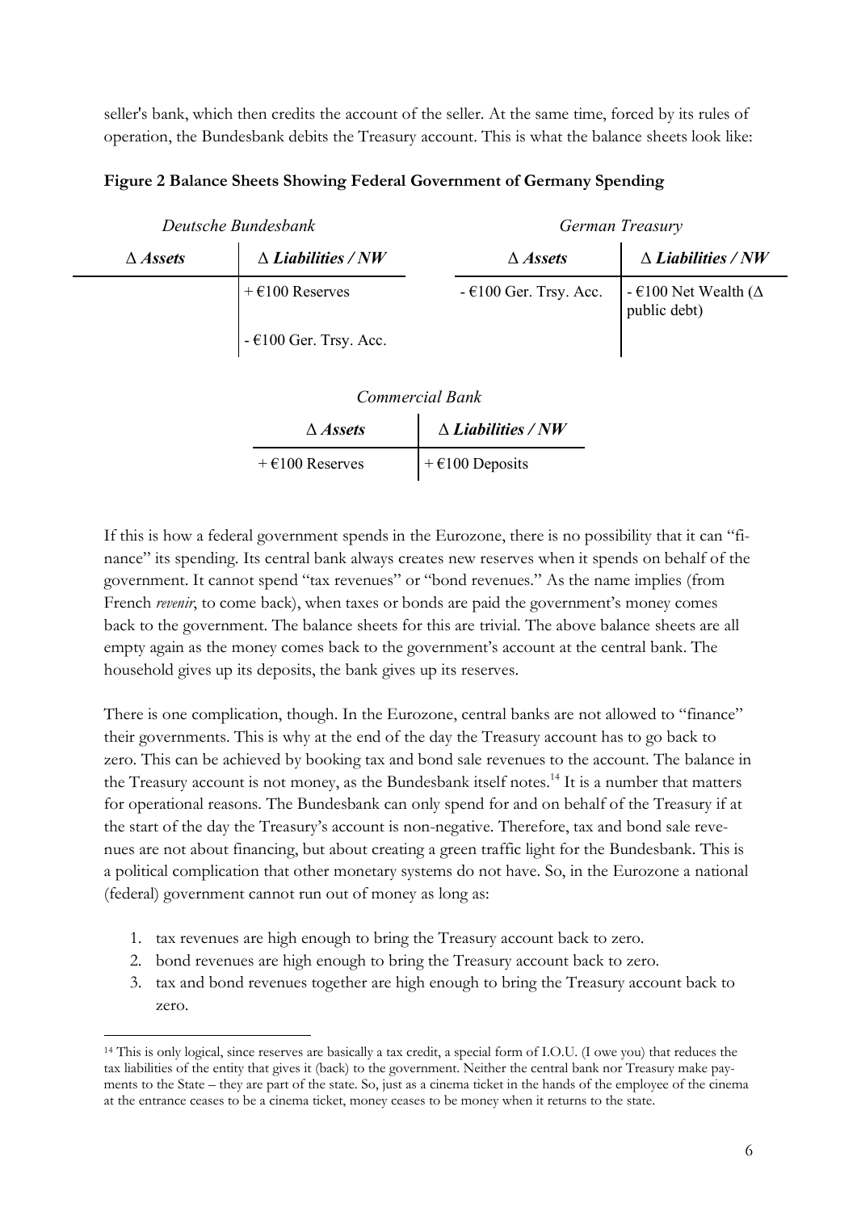seller's bank, which then credits the account of the seller. At the same time, forced by its rules of operation, the Bundesbank debits the Treasury account. This is what the balance sheets look like:

**Figure 2 Balance Sheets Showing Federal Government of Germany Spending**

*Deutsche Bundesbank*

| *∆ Assets* | *∆ Liabilities / NW* |
|---|---|
| | + €100 Reserves |
| | - €100 Ger. Trsy. Acc. |

*German Treasury*

| *∆ Assets* | *∆ Liabilities / NW* |
|---|---|
| - €100 Ger. Trsy. Acc. | - €100 Net Wealth (∆ public debt) |

*Commercial Bank*

| *∆ Assets* | *∆ Liabilities / NW* |
|---|---|
| + €100 Reserves | + €100 Deposits |

If this is how a federal government spends in the Eurozone, there is no possibility that it can "finance" its spending. Its central bank always creates new reserves when it spends on behalf of the government. It cannot spend "tax revenues" or "bond revenues." As the name implies (from French *revenir*, to come back), when taxes or bonds are paid the government's money comes back to the government. The balance sheets for this are trivial. The above balance sheets are all empty again as the money comes back to the government's account at the central bank. The household gives up its deposits, the bank gives up its reserves.

There is one complication, though. In the Eurozone, central banks are not allowed to "finance" their governments. This is why at the end of the day the Treasury account has to go back to zero. This can be achieved by booking tax and bond sale revenues to the account. The balance in the Treasury account is not money, as the Bundesbank itself notes.[14] It is a number that matters for operational reasons. The Bundesbank can only spend for and on behalf of the Treasury if at the start of the day the Treasury's account is non-negative. Therefore, tax and bond sale revenues are not about financing, but about creating a green traffic light for the Bundesbank. This is a political complication that other monetary systems do not have. So, in the Eurozone a national (federal) government cannot run out of money as long as:

1. tax revenues are high enough to bring the Treasury account back to zero.
2. bond revenues are high enough to bring the Treasury account back to zero.
3. tax and bond revenues together are high enough to bring the Treasury account back to zero.

---

[14] This is only logical, since reserves are basically a tax credit, a special form of I.O.U. (I owe you) that reduces the tax liabilities of the entity that gives it (back) to the government. Neither the central bank nor Treasury make payments to the State – they are part of the state. So, just as a cinema ticket in the hands of the employee of the cinema at the entrance ceases to be a cinema ticket, money ceases to be money when it returns to the state.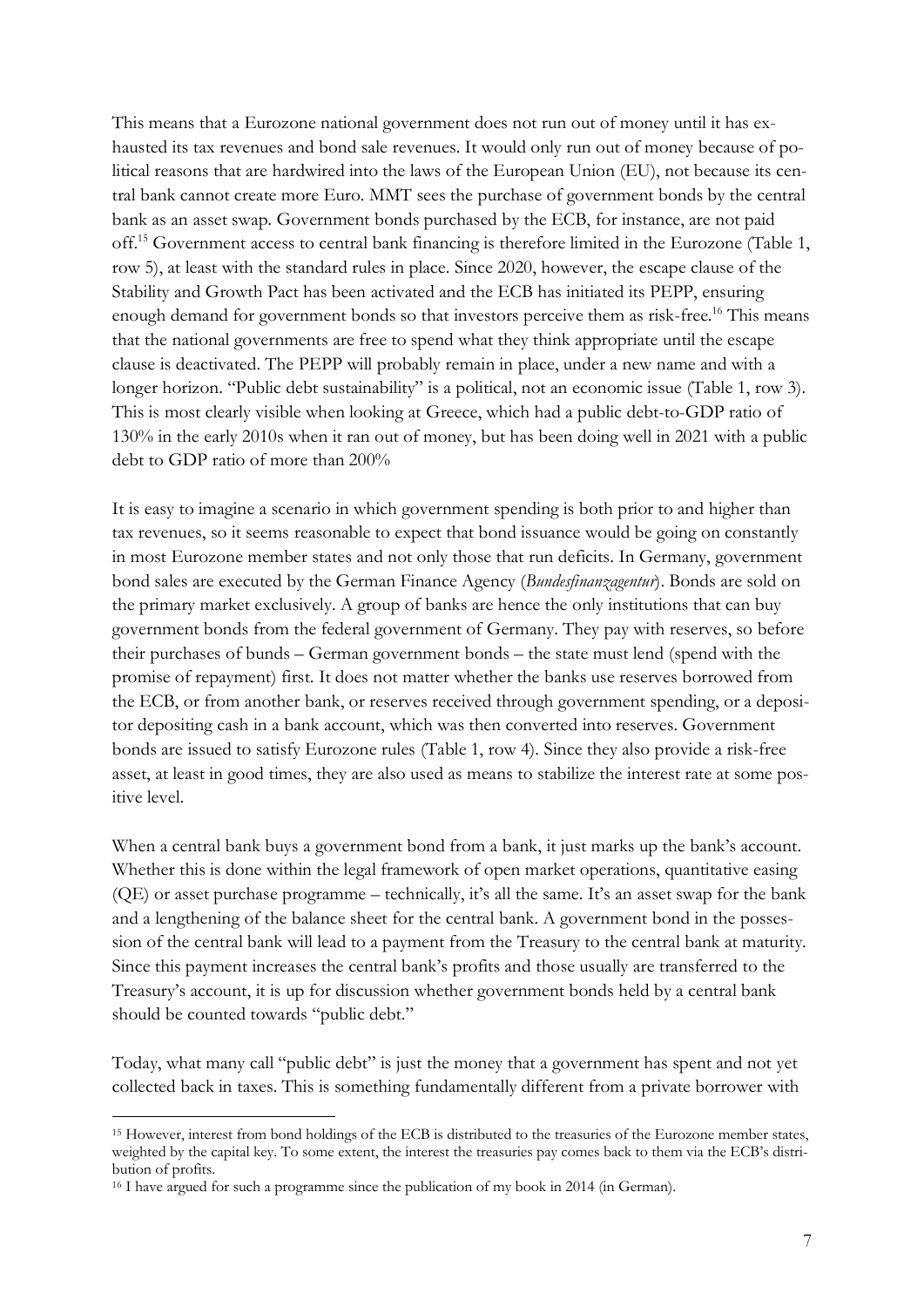This means that a Eurozone national government does not run out of money until it has exhausted its tax revenues and bond sale revenues. It would only run out of money because of political reasons that are hardwired into the laws of the European Union (EU), not because its central bank cannot create more Euro. MMT sees the purchase of government bonds by the central bank as an asset swap. Government bonds purchased by the ECB, for instance, are not paid off.[15] Government access to central bank financing is therefore limited in the Eurozone (Table 1, row 5), at least with the standard rules in place. Since 2020, however, the escape clause of the Stability and Growth Pact has been activated and the ECB has initiated its PEPP, ensuring enough demand for government bonds so that investors perceive them as risk-free.[16] This means that the national governments are free to spend what they think appropriate until the escape clause is deactivated. The PEPP will probably remain in place, under a new name and with a longer horizon. "Public debt sustainability" is a political, not an economic issue (Table 1, row 3). This is most clearly visible when looking at Greece, which had a public debt-to-GDP ratio of 130% in the early 2010s when it ran out of money, but has been doing well in 2021 with a public debt to GDP ratio of more than 200%

It is easy to imagine a scenario in which government spending is both prior to and higher than tax revenues, so it seems reasonable to expect that bond issuance would be going on constantly in most Eurozone member states and not only those that run deficits. In Germany, government bond sales are executed by the German Finance Agency (*Bundesfinanzagentur*). Bonds are sold on the primary market exclusively. A group of banks are hence the only institutions that can buy government bonds from the federal government of Germany. They pay with reserves, so before their purchases of bunds – German government bonds – the state must lend (spend with the promise of repayment) first. It does not matter whether the banks use reserves borrowed from the ECB, or from another bank, or reserves received through government spending, or a depositor depositing cash in a bank account, which was then converted into reserves. Government bonds are issued to satisfy Eurozone rules (Table 1, row 4). Since they also provide a risk-free asset, at least in good times, they are also used as means to stabilize the interest rate at some positive level.

When a central bank buys a government bond from a bank, it just marks up the bank's account. Whether this is done within the legal framework of open market operations, quantitative easing (QE) or asset purchase programme – technically, it's all the same. It's an asset swap for the bank and a lengthening of the balance sheet for the central bank. A government bond in the possession of the central bank will lead to a payment from the Treasury to the central bank at maturity. Since this payment increases the central bank's profits and those usually are transferred to the Treasury's account, it is up for discussion whether government bonds held by a central bank should be counted towards "public debt."

Today, what many call "public debt" is just the money that a government has spent and not yet collected back in taxes. This is something fundamentally different from a private borrower with

---

[15] However, interest from bond holdings of the ECB is distributed to the treasuries of the Eurozone member states, weighted by the capital key. To some extent, the interest the treasuries pay comes back to them via the ECB's distribution of profits.

[16] I have argued for such a programme since the publication of my book in 2014 (in German).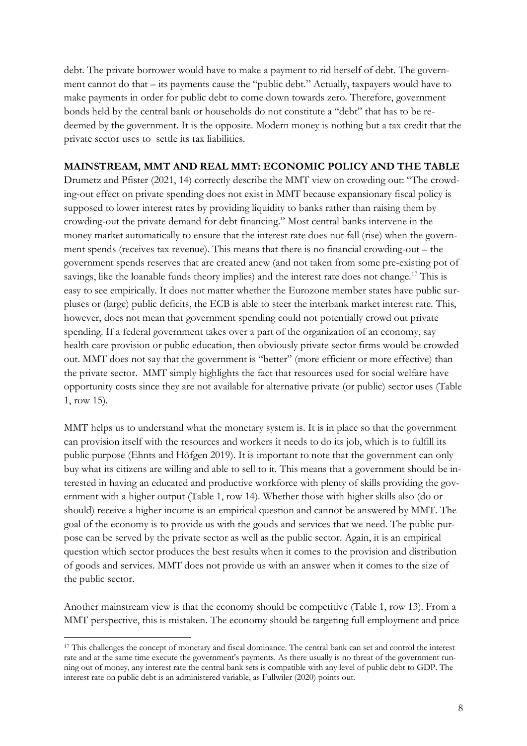debt. The private borrower would have to make a payment to rid herself of debt. The government cannot do that – its payments cause the "public debt." Actually, taxpayers would have to make payments in order for public debt to come down towards zero. Therefore, government bonds held by the central bank or households do not constitute a "debt" that has to be redeemed by the government. It is the opposite. Modern money is nothing but a tax credit that the private sector uses to settle its tax liabilities.

## MAINSTREAM, MMT AND REAL MMT: ECONOMIC POLICY AND THE TABLE

Drumetz and Pfister (2021, 14) correctly describe the MMT view on crowding out: "The crowding-out effect on private spending does not exist in MMT because expansionary fiscal policy is supposed to lower interest rates by providing liquidity to banks rather than raising them by crowding-out the private demand for debt financing." Most central banks intervene in the money market automatically to ensure that the interest rate does not fall (rise) when the government spends (receives tax revenue). This means that there is no financial crowding-out – the government spends reserves that are created anew (and not taken from some pre-existing pot of savings, like the loanable funds theory implies) and the interest rate does not change.[17] This is easy to see empirically. It does not matter whether the Eurozone member states have public surpluses or (large) public deficits, the ECB is able to steer the interbank market interest rate. This, however, does not mean that government spending could not potentially crowd out private spending. If a federal government takes over a part of the organization of an economy, say health care provision or public education, then obviously private sector firms would be crowded out. MMT does not say that the government is "better" (more efficient or more effective) than the private sector. MMT simply highlights the fact that resources used for social welfare have opportunity costs since they are not available for alternative private (or public) sector uses (Table 1, row 15).

MMT helps us to understand what the monetary system is. It is in place so that the government can provision itself with the resources and workers it needs to do its job, which is to fulfill its public purpose (Ehnts and Höfgen 2019). It is important to note that the government can only buy what its citizens are willing and able to sell to it. This means that a government should be interested in having an educated and productive workforce with plenty of skills providing the government with a higher output (Table 1, row 14). Whether those with higher skills also (do or should) receive a higher income is an empirical question and cannot be answered by MMT. The goal of the economy is to provide us with the goods and services that we need. The public purpose can be served by the private sector as well as the public sector. Again, it is an empirical question which sector produces the best results when it comes to the provision and distribution of goods and services. MMT does not provide us with an answer when it comes to the size of the public sector.

Another mainstream view is that the economy should be competitive (Table 1, row 13). From a MMT perspective, this is mistaken. The economy should be targeting full employment and price

---

[17] This challenges the concept of monetary and fiscal dominance. The central bank can set and control the interest rate and at the same time execute the government's payments. As there usually is no threat of the government running out of money, any interest rate the central bank sets is compatible with any level of public debt to GDP. The interest rate on public debt is an administered variable, as Fullwiler (2020) points out.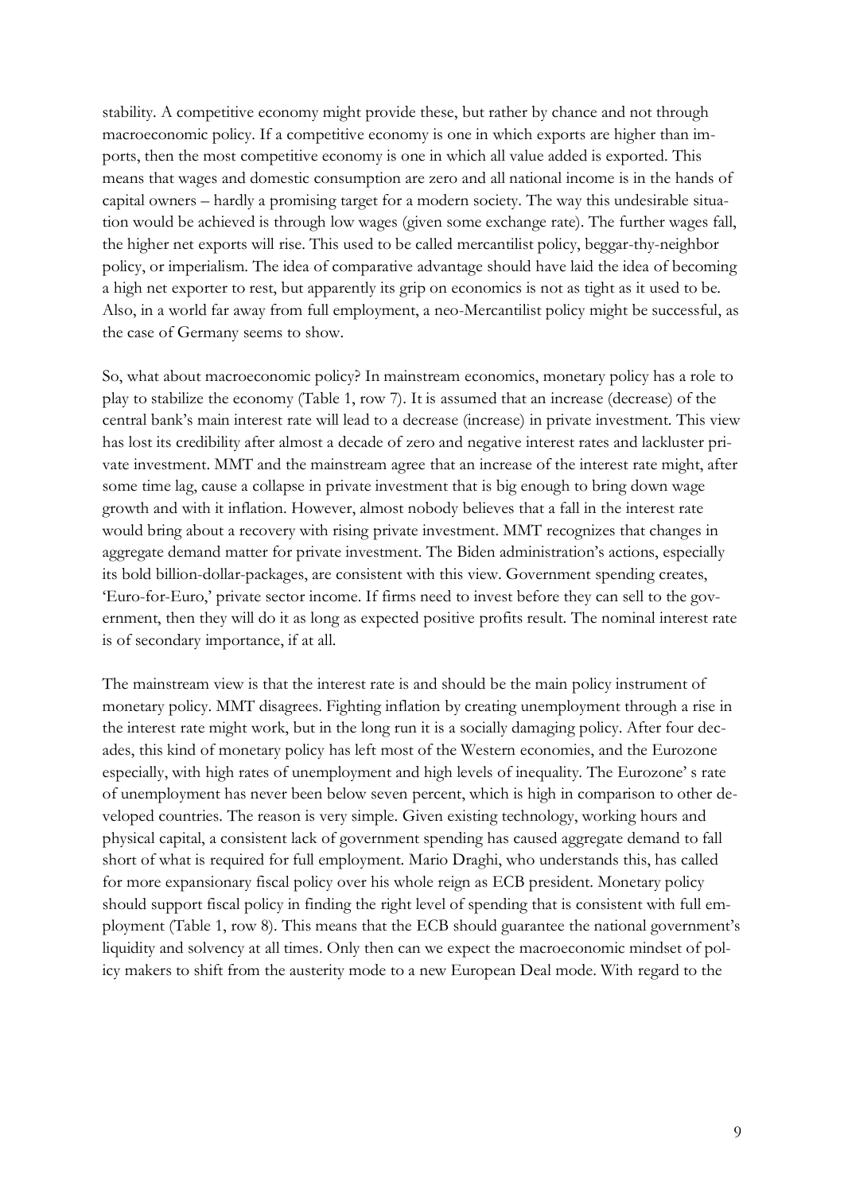stability. A competitive economy might provide these, but rather by chance and not through macroeconomic policy. If a competitive economy is one in which exports are higher than imports, then the most competitive economy is one in which all value added is exported. This means that wages and domestic consumption are zero and all national income is in the hands of capital owners – hardly a promising target for a modern society. The way this undesirable situation would be achieved is through low wages (given some exchange rate). The further wages fall, the higher net exports will rise. This used to be called mercantilist policy, beggar-thy-neighbor policy, or imperialism. The idea of comparative advantage should have laid the idea of becoming a high net exporter to rest, but apparently its grip on economics is not as tight as it used to be. Also, in a world far away from full employment, a neo-Mercantilist policy might be successful, as the case of Germany seems to show.

So, what about macroeconomic policy? In mainstream economics, monetary policy has a role to play to stabilize the economy (Table 1, row 7). It is assumed that an increase (decrease) of the central bank's main interest rate will lead to a decrease (increase) in private investment. This view has lost its credibility after almost a decade of zero and negative interest rates and lackluster private investment. MMT and the mainstream agree that an increase of the interest rate might, after some time lag, cause a collapse in private investment that is big enough to bring down wage growth and with it inflation. However, almost nobody believes that a fall in the interest rate would bring about a recovery with rising private investment. MMT recognizes that changes in aggregate demand matter for private investment. The Biden administration's actions, especially its bold billion-dollar-packages, are consistent with this view. Government spending creates, 'Euro-for-Euro,' private sector income. If firms need to invest before they can sell to the government, then they will do it as long as expected positive profits result. The nominal interest rate is of secondary importance, if at all.

The mainstream view is that the interest rate is and should be the main policy instrument of monetary policy. MMT disagrees. Fighting inflation by creating unemployment through a rise in the interest rate might work, but in the long run it is a socially damaging policy. After four decades, this kind of monetary policy has left most of the Western economies, and the Eurozone especially, with high rates of unemployment and high levels of inequality. The Eurozone' s rate of unemployment has never been below seven percent, which is high in comparison to other developed countries. The reason is very simple. Given existing technology, working hours and physical capital, a consistent lack of government spending has caused aggregate demand to fall short of what is required for full employment. Mario Draghi, who understands this, has called for more expansionary fiscal policy over his whole reign as ECB president. Monetary policy should support fiscal policy in finding the right level of spending that is consistent with full employment (Table 1, row 8). This means that the ECB should guarantee the national government's liquidity and solvency at all times. Only then can we expect the macroeconomic mindset of policy makers to shift from the austerity mode to a new European Deal mode. With regard to the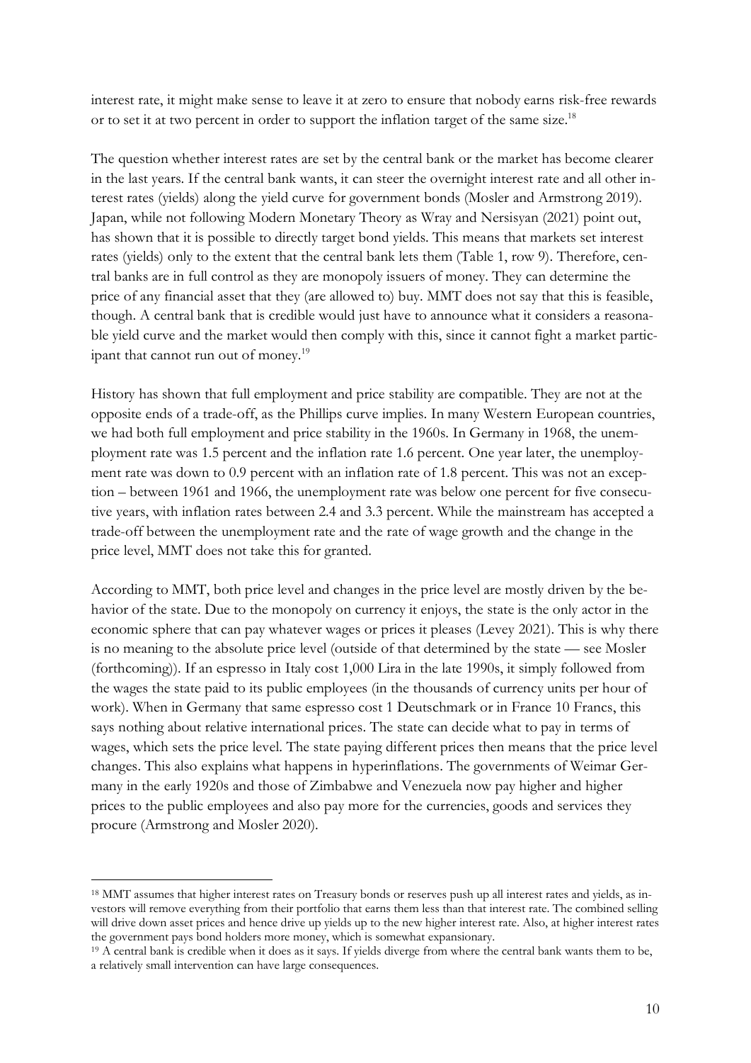interest rate, it might make sense to leave it at zero to ensure that nobody earns risk-free rewards or to set it at two percent in order to support the inflation target of the same size.[18]

The question whether interest rates are set by the central bank or the market has become clearer in the last years. If the central bank wants, it can steer the overnight interest rate and all other interest rates (yields) along the yield curve for government bonds (Mosler and Armstrong 2019). Japan, while not following Modern Monetary Theory as Wray and Nersisyan (2021) point out, has shown that it is possible to directly target bond yields. This means that markets set interest rates (yields) only to the extent that the central bank lets them (Table 1, row 9). Therefore, central banks are in full control as they are monopoly issuers of money. They can determine the price of any financial asset that they (are allowed to) buy. MMT does not say that this is feasible, though. A central bank that is credible would just have to announce what it considers a reasonable yield curve and the market would then comply with this, since it cannot fight a market participant that cannot run out of money.[19]

History has shown that full employment and price stability are compatible. They are not at the opposite ends of a trade-off, as the Phillips curve implies. In many Western European countries, we had both full employment and price stability in the 1960s. In Germany in 1968, the unemployment rate was 1.5 percent and the inflation rate 1.6 percent. One year later, the unemployment rate was down to 0.9 percent with an inflation rate of 1.8 percent. This was not an exception – between 1961 and 1966, the unemployment rate was below one percent for five consecutive years, with inflation rates between 2.4 and 3.3 percent. While the mainstream has accepted a trade-off between the unemployment rate and the rate of wage growth and the change in the price level, MMT does not take this for granted.

According to MMT, both price level and changes in the price level are mostly driven by the behavior of the state. Due to the monopoly on currency it enjoys, the state is the only actor in the economic sphere that can pay whatever wages or prices it pleases (Levey 2021). This is why there is no meaning to the absolute price level (outside of that determined by the state — see Mosler (forthcoming)). If an espresso in Italy cost 1,000 Lira in the late 1990s, it simply followed from the wages the state paid to its public employees (in the thousands of currency units per hour of work). When in Germany that same espresso cost 1 Deutschmark or in France 10 Francs, this says nothing about relative international prices. The state can decide what to pay in terms of wages, which sets the price level. The state paying different prices then means that the price level changes. This also explains what happens in hyperinflations. The governments of Weimar Germany in the early 1920s and those of Zimbabwe and Venezuela now pay higher and higher prices to the public employees and also pay more for the currencies, goods and services they procure (Armstrong and Mosler 2020).

---

[18] MMT assumes that higher interest rates on Treasury bonds or reserves push up all interest rates and yields, as investors will remove everything from their portfolio that earns them less than that interest rate. The combined selling will drive down asset prices and hence drive up yields up to the new higher interest rate. Also, at higher interest rates the government pays bond holders more money, which is somewhat expansionary.

[19] A central bank is credible when it does as it says. If yields diverge from where the central bank wants them to be, a relatively small intervention can have large consequences.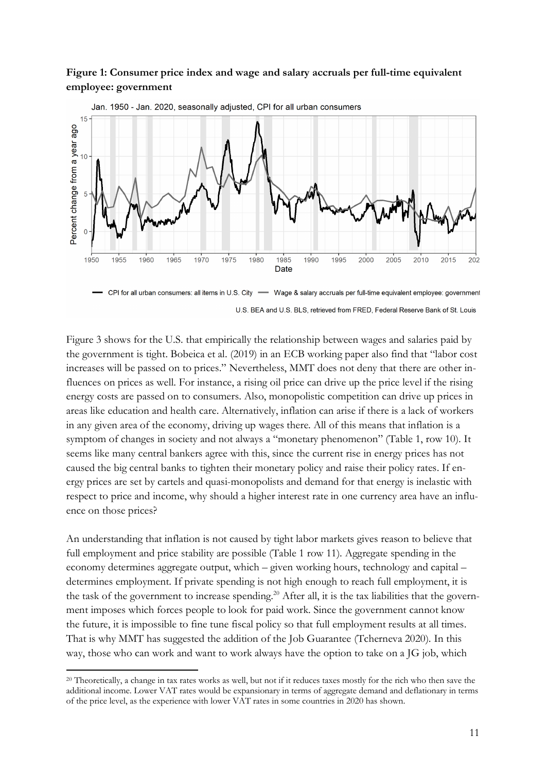**Figure 1: Consumer price index and wage and salary accruals per full-time equivalent employee: government**

Figure 3 shows for the U.S. that empirically the relationship between wages and salaries paid by the government is tight. Bobeica et al. (2019) in an ECB working paper also find that "labor cost increases will be passed on to prices." Nevertheless, MMT does not deny that there are other influences on prices as well. For instance, a rising oil price can drive up the price level if the rising energy costs are passed on to consumers. Also, monopolistic competition can drive up prices in areas like education and health care. Alternatively, inflation can arise if there is a lack of workers in any given area of the economy, driving up wages there. All of this means that inflation is a symptom of changes in society and not always a "monetary phenomenon" (Table 1, row 10). It seems like many central bankers agree with this, since the current rise in energy prices has not caused the big central banks to tighten their monetary policy and raise their policy rates. If energy prices are set by cartels and quasi-monopolists and demand for that energy is inelastic with respect to price and income, why should a higher interest rate in one currency area have an influence on those prices?

An understanding that inflation is not caused by tight labor markets gives reason to believe that full employment and price stability are possible (Table 1 row 11). Aggregate spending in the economy determines aggregate output, which – given working hours, technology and capital – determines employment. If private spending is not high enough to reach full employment, it is the task of the government to increase spending.[20] After all, it is the tax liabilities that the government imposes which forces people to look for paid work. Since the government cannot know the future, it is impossible to fine tune fiscal policy so that full employment results at all times. That is why MMT has suggested the addition of the Job Guarantee (Tcherneva 2020). In this way, those who can work and want to work always have the option to take on a JG job, which

[20] Theoretically, a change in tax rates works as well, but not if it reduces taxes mostly for the rich who then save the additional income. Lower VAT rates would be expansionary in terms of aggregate demand and deflationary in terms of the price level, as the experience with lower VAT rates in some countries in 2020 has shown.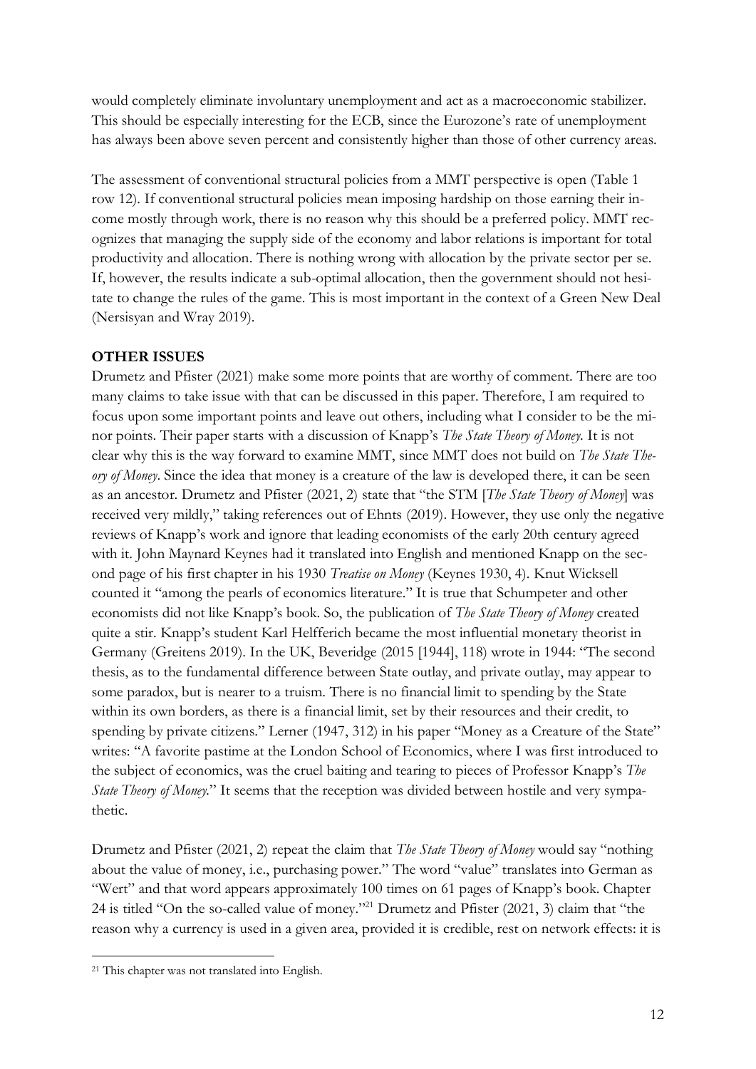would completely eliminate involuntary unemployment and act as a macroeconomic stabilizer. This should be especially interesting for the ECB, since the Eurozone's rate of unemployment has always been above seven percent and consistently higher than those of other currency areas.

The assessment of conventional structural policies from a MMT perspective is open (Table 1 row 12). If conventional structural policies mean imposing hardship on those earning their income mostly through work, there is no reason why this should be a preferred policy. MMT recognizes that managing the supply side of the economy and labor relations is important for total productivity and allocation. There is nothing wrong with allocation by the private sector per se. If, however, the results indicate a sub-optimal allocation, then the government should not hesitate to change the rules of the game. This is most important in the context of a Green New Deal (Nersisyan and Wray 2019).

## OTHER ISSUES

Drumetz and Pfister (2021) make some more points that are worthy of comment. There are too many claims to take issue with that can be discussed in this paper. Therefore, I am required to focus upon some important points and leave out others, including what I consider to be the minor points. Their paper starts with a discussion of Knapp's *The State Theory of Money*. It is not clear why this is the way forward to examine MMT, since MMT does not build on *The State Theory of Money*. Since the idea that money is a creature of the law is developed there, it can be seen as an ancestor. Drumetz and Pfister (2021, 2) state that "the STM [*The State Theory of Money*] was received very mildly," taking references out of Ehnts (2019). However, they use only the negative reviews of Knapp's work and ignore that leading economists of the early 20th century agreed with it. John Maynard Keynes had it translated into English and mentioned Knapp on the second page of his first chapter in his 1930 *Treatise on Money* (Keynes 1930, 4). Knut Wicksell counted it "among the pearls of economics literature." It is true that Schumpeter and other economists did not like Knapp's book. So, the publication of *The State Theory of Money* created quite a stir. Knapp's student Karl Helfferich became the most influential monetary theorist in Germany (Greitens 2019). In the UK, Beveridge (2015 [1944], 118) wrote in 1944: "The second thesis, as to the fundamental difference between State outlay, and private outlay, may appear to some paradox, but is nearer to a truism. There is no financial limit to spending by the State within its own borders, as there is a financial limit, set by their resources and their credit, to spending by private citizens." Lerner (1947, 312) in his paper "Money as a Creature of the State" writes: "A favorite pastime at the London School of Economics, where I was first introduced to the subject of economics, was the cruel baiting and tearing to pieces of Professor Knapp's *The State Theory of Money*." It seems that the reception was divided between hostile and very sympathetic.

Drumetz and Pfister (2021, 2) repeat the claim that *The State Theory of Money* would say "nothing about the value of money, i.e., purchasing power." The word "value" translates into German as "Wert" and that word appears approximately 100 times on 61 pages of Knapp's book. Chapter 24 is titled "On the so-called value of money."[21] Drumetz and Pfister (2021, 3) claim that "the reason why a currency is used in a given area, provided it is credible, rest on network effects: it is

[21] This chapter was not translated into English.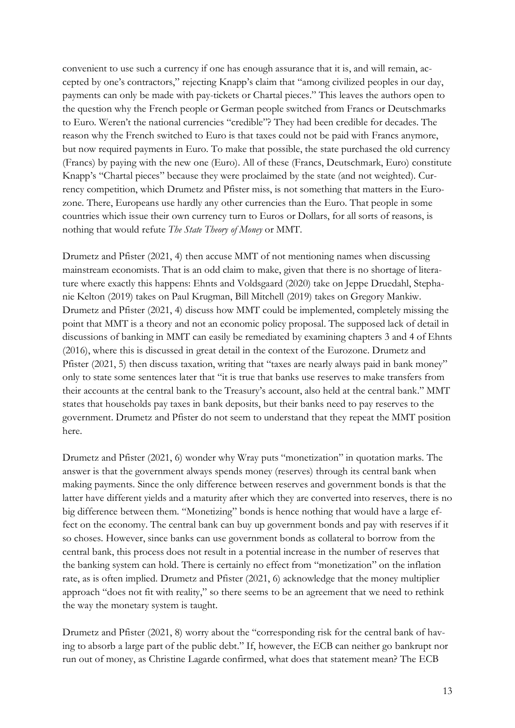convenient to use such a currency if one has enough assurance that it is, and will remain, accepted by one's contractors," rejecting Knapp's claim that "among civilized peoples in our day, payments can only be made with pay-tickets or Chartal pieces." This leaves the authors open to the question why the French people or German people switched from Francs or Deutschmarks to Euro. Weren't the national currencies "credible"? They had been credible for decades. The reason why the French switched to Euro is that taxes could not be paid with Francs anymore, but now required payments in Euro. To make that possible, the state purchased the old currency (Francs) by paying with the new one (Euro). All of these (Francs, Deutschmark, Euro) constitute Knapp's "Chartal pieces" because they were proclaimed by the state (and not weighted). Currency competition, which Drumetz and Pfister miss, is not something that matters in the Eurozone. There, Europeans use hardly any other currencies than the Euro. That people in some countries which issue their own currency turn to Euros or Dollars, for all sorts of reasons, is nothing that would refute *The State Theory of Money* or MMT.

Drumetz and Pfister (2021, 4) then accuse MMT of not mentioning names when discussing mainstream economists. That is an odd claim to make, given that there is no shortage of literature where exactly this happens: Ehnts and Voldsgaard (2020) take on Jeppe Druedahl, Stephanie Kelton (2019) takes on Paul Krugman, Bill Mitchell (2019) takes on Gregory Mankiw. Drumetz and Pfister (2021, 4) discuss how MMT could be implemented, completely missing the point that MMT is a theory and not an economic policy proposal. The supposed lack of detail in discussions of banking in MMT can easily be remediated by examining chapters 3 and 4 of Ehnts (2016), where this is discussed in great detail in the context of the Eurozone. Drumetz and Pfister (2021, 5) then discuss taxation, writing that "taxes are nearly always paid in bank money" only to state some sentences later that "it is true that banks use reserves to make transfers from their accounts at the central bank to the Treasury's account, also held at the central bank." MMT states that households pay taxes in bank deposits, but their banks need to pay reserves to the government. Drumetz and Pfister do not seem to understand that they repeat the MMT position here.

Drumetz and Pfister (2021, 6) wonder why Wray puts "monetization" in quotation marks. The answer is that the government always spends money (reserves) through its central bank when making payments. Since the only difference between reserves and government bonds is that the latter have different yields and a maturity after which they are converted into reserves, there is no big difference between them. "Monetizing" bonds is hence nothing that would have a large effect on the economy. The central bank can buy up government bonds and pay with reserves if it so choses. However, since banks can use government bonds as collateral to borrow from the central bank, this process does not result in a potential increase in the number of reserves that the banking system can hold. There is certainly no effect from "monetization" on the inflation rate, as is often implied. Drumetz and Pfister (2021, 6) acknowledge that the money multiplier approach "does not fit with reality," so there seems to be an agreement that we need to rethink the way the monetary system is taught.

Drumetz and Pfister (2021, 8) worry about the "corresponding risk for the central bank of having to absorb a large part of the public debt." If, however, the ECB can neither go bankrupt nor run out of money, as Christine Lagarde confirmed, what does that statement mean? The ECB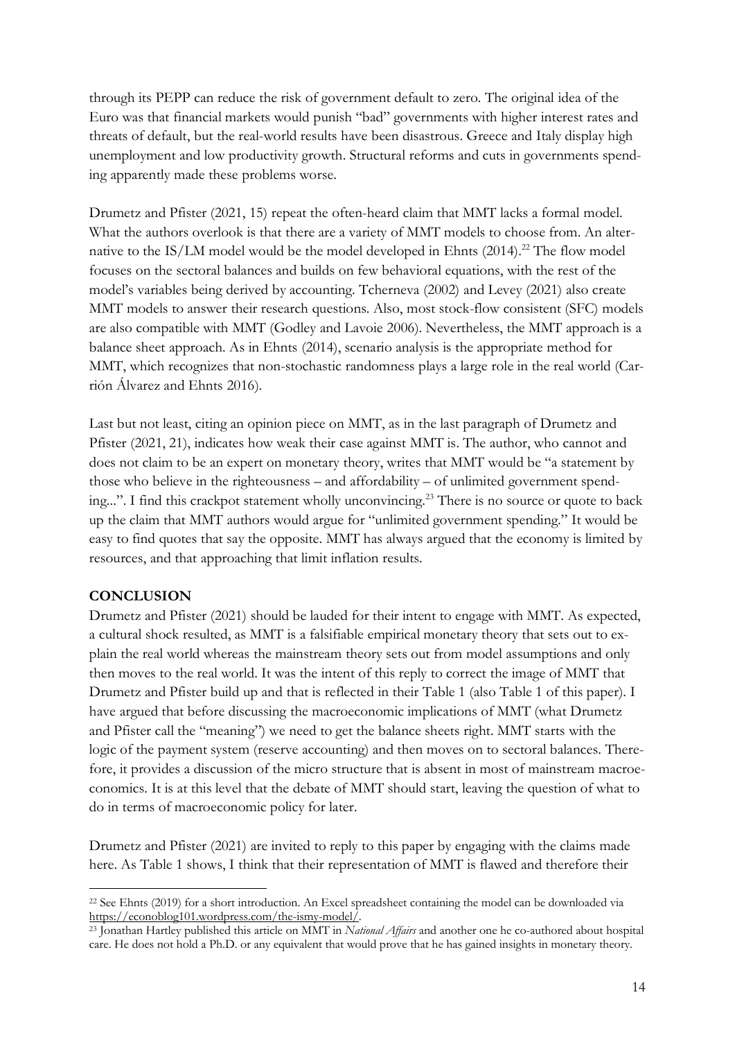through its PEPP can reduce the risk of government default to zero. The original idea of the Euro was that financial markets would punish "bad" governments with higher interest rates and threats of default, but the real-world results have been disastrous. Greece and Italy display high unemployment and low productivity growth. Structural reforms and cuts in governments spending apparently made these problems worse.

Drumetz and Pfister (2021, 15) repeat the often-heard claim that MMT lacks a formal model. What the authors overlook is that there are a variety of MMT models to choose from. An alternative to the IS/LM model would be the model developed in Ehnts (2014).[22] The flow model focuses on the sectoral balances and builds on few behavioral equations, with the rest of the model's variables being derived by accounting. Tcherneva (2002) and Levey (2021) also create MMT models to answer their research questions. Also, most stock-flow consistent (SFC) models are also compatible with MMT (Godley and Lavoie 2006). Nevertheless, the MMT approach is a balance sheet approach. As in Ehnts (2014), scenario analysis is the appropriate method for MMT, which recognizes that non-stochastic randomness plays a large role in the real world (Carrión Álvarez and Ehnts 2016).

Last but not least, citing an opinion piece on MMT, as in the last paragraph of Drumetz and Pfister (2021, 21), indicates how weak their case against MMT is. The author, who cannot and does not claim to be an expert on monetary theory, writes that MMT would be "a statement by those who believe in the righteousness – and affordability – of unlimited government spending...". I find this crackpot statement wholly unconvincing.[23] There is no source or quote to back up the claim that MMT authors would argue for "unlimited government spending." It would be easy to find quotes that say the opposite. MMT has always argued that the economy is limited by resources, and that approaching that limit inflation results.

## CONCLUSION

Drumetz and Pfister (2021) should be lauded for their intent to engage with MMT. As expected, a cultural shock resulted, as MMT is a falsifiable empirical monetary theory that sets out to explain the real world whereas the mainstream theory sets out from model assumptions and only then moves to the real world. It was the intent of this reply to correct the image of MMT that Drumetz and Pfister build up and that is reflected in their Table 1 (also Table 1 of this paper). I have argued that before discussing the macroeconomic implications of MMT (what Drumetz and Pfister call the "meaning") we need to get the balance sheets right. MMT starts with the logic of the payment system (reserve accounting) and then moves on to sectoral balances. Therefore, it provides a discussion of the micro structure that is absent in most of mainstream macroeconomics. It is at this level that the debate of MMT should start, leaving the question of what to do in terms of macroeconomic policy for later.

Drumetz and Pfister (2021) are invited to reply to this paper by engaging with the claims made here. As Table 1 shows, I think that their representation of MMT is flawed and therefore their

---

[22] See Ehnts (2019) for a short introduction. An Excel spreadsheet containing the model can be downloaded via https://econoblog101.wordpress.com/the-ismy-model/.

[23] Jonathan Hartley published this article on MMT in *National Affairs* and another one he co-authored about hospital care. He does not hold a Ph.D. or any equivalent that would prove that he has gained insights in monetary theory.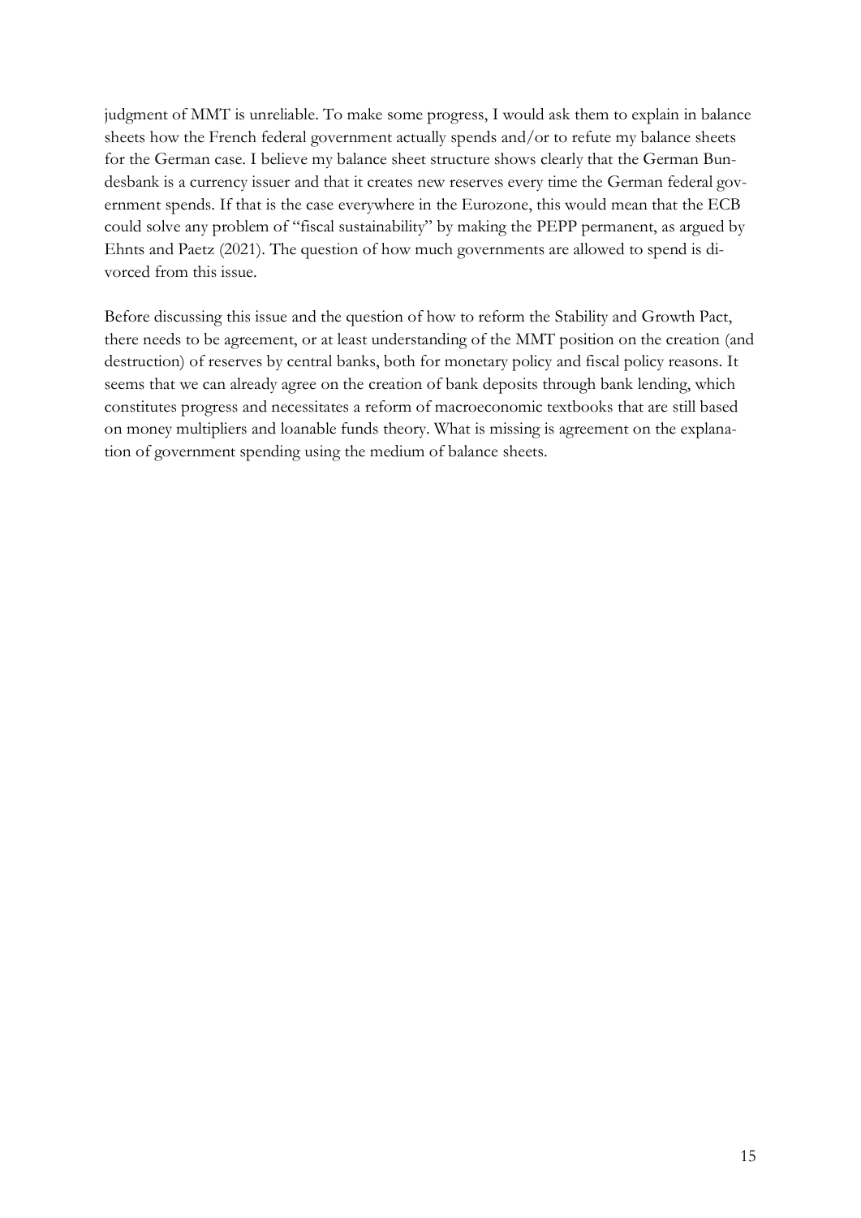judgment of MMT is unreliable. To make some progress, I would ask them to explain in balance sheets how the French federal government actually spends and/or to refute my balance sheets for the German case. I believe my balance sheet structure shows clearly that the German Bundesbank is a currency issuer and that it creates new reserves every time the German federal government spends. If that is the case everywhere in the Eurozone, this would mean that the ECB could solve any problem of "fiscal sustainability" by making the PEPP permanent, as argued by Ehnts and Paetz (2021). The question of how much governments are allowed to spend is divorced from this issue.

Before discussing this issue and the question of how to reform the Stability and Growth Pact, there needs to be agreement, or at least understanding of the MMT position on the creation (and destruction) of reserves by central banks, both for monetary policy and fiscal policy reasons. It seems that we can already agree on the creation of bank deposits through bank lending, which constitutes progress and necessitates a reform of macroeconomic textbooks that are still based on money multipliers and loanable funds theory. What is missing is agreement on the explanation of government spending using the medium of balance sheets.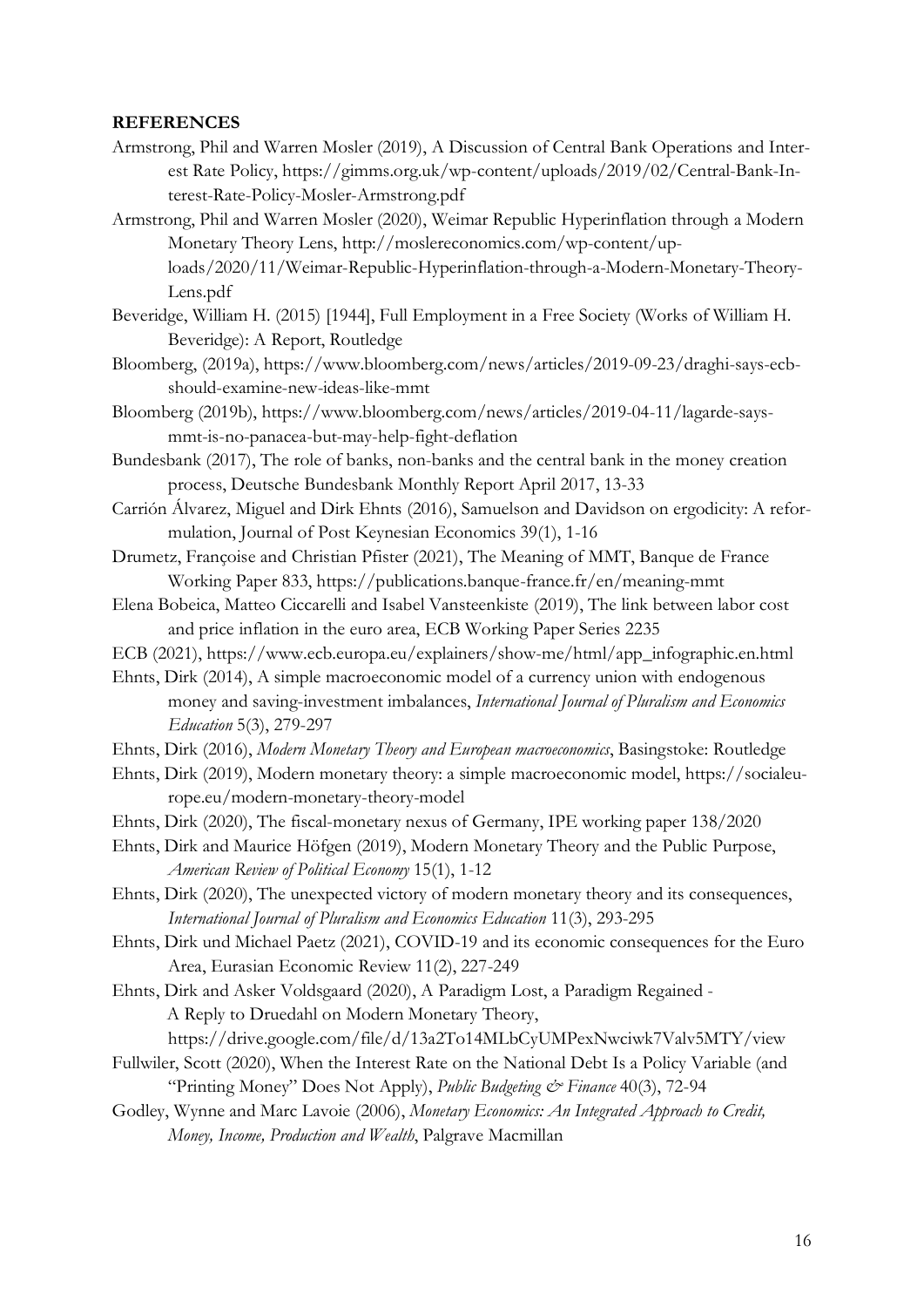**REFERENCES**

Armstrong, Phil and Warren Mosler (2019), A Discussion of Central Bank Operations and Interest Rate Policy, https://gimms.org.uk/wp-content/uploads/2019/02/Central-Bank-Interest-Rate-Policy-Mosler-Armstrong.pdf

Armstrong, Phil and Warren Mosler (2020), Weimar Republic Hyperinflation through a Modern Monetary Theory Lens, http://moslereconomics.com/wp-content/uploads/2020/11/Weimar-Republic-Hyperinflation-through-a-Modern-Monetary-Theory-Lens.pdf

Beveridge, William H. (2015) [1944], Full Employment in a Free Society (Works of William H. Beveridge): A Report, Routledge

Bloomberg, (2019a), https://www.bloomberg.com/news/articles/2019-09-23/draghi-says-ecb-should-examine-new-ideas-like-mmt

Bloomberg (2019b), https://www.bloomberg.com/news/articles/2019-04-11/lagarde-says-mmt-is-no-panacea-but-may-help-fight-deflation

Bundesbank (2017), The role of banks, non-banks and the central bank in the money creation process, Deutsche Bundesbank Monthly Report April 2017, 13-33

Carrión Álvarez, Miguel and Dirk Ehnts (2016), Samuelson and Davidson on ergodicity: A reformulation, Journal of Post Keynesian Economics 39(1), 1-16

Drumetz, Françoise and Christian Pfister (2021), The Meaning of MMT, Banque de France Working Paper 833, https://publications.banque-france.fr/en/meaning-mmt

Elena Bobeica, Matteo Ciccarelli and Isabel Vansteenkiste (2019), The link between labor cost and price inflation in the euro area, ECB Working Paper Series 2235

ECB (2021), https://www.ecb.europa.eu/explainers/show-me/html/app_infographic.en.html

Ehnts, Dirk (2014), A simple macroeconomic model of a currency union with endogenous money and saving-investment imbalances, *International Journal of Pluralism and Economics Education* 5(3), 279-297

Ehnts, Dirk (2016), *Modern Monetary Theory and European macroeconomics*, Basingstoke: Routledge

Ehnts, Dirk (2019), Modern monetary theory: a simple macroeconomic model, https://socialeurope.eu/modern-monetary-theory-model

Ehnts, Dirk (2020), The fiscal-monetary nexus of Germany, IPE working paper 138/2020

Ehnts, Dirk and Maurice Höfgen (2019), Modern Monetary Theory and the Public Purpose, *American Review of Political Economy* 15(1), 1-12

Ehnts, Dirk (2020), The unexpected victory of modern monetary theory and its consequences, *International Journal of Pluralism and Economics Education* 11(3), 293-295

Ehnts, Dirk und Michael Paetz (2021), COVID-19 and its economic consequences for the Euro Area, Eurasian Economic Review 11(2), 227-249

Ehnts, Dirk and Asker Voldsgaard (2020), A Paradigm Lost, a Paradigm Regained - A Reply to Druedahl on Modern Monetary Theory, https://drive.google.com/file/d/13a2To14MLbCyUMPexNwciwk7Valv5MTY/view

Fullwiler, Scott (2020), When the Interest Rate on the National Debt Is a Policy Variable (and "Printing Money" Does Not Apply), *Public Budgeting & Finance* 40(3), 72-94

Godley, Wynne and Marc Lavoie (2006), *Monetary Economics: An Integrated Approach to Credit, Money, Income, Production and Wealth*, Palgrave Macmillan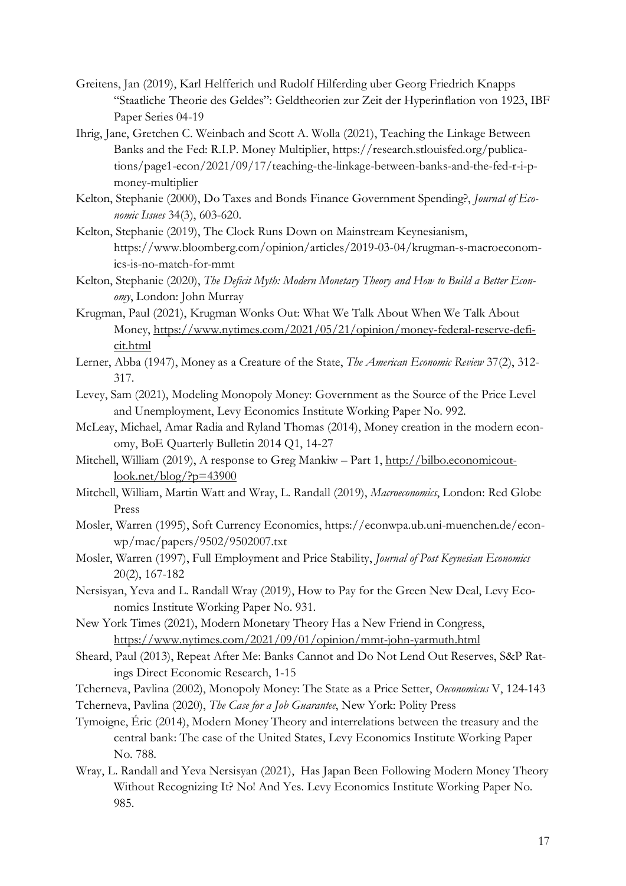Greitens, Jan (2019), Karl Helfferich und Rudolf Hilferding uber Georg Friedrich Knapps "Staatliche Theorie des Geldes": Geldtheorien zur Zeit der Hyperinflation von 1923, IBF Paper Series 04-19

Ihrig, Jane, Gretchen C. Weinbach and Scott A. Wolla (2021), Teaching the Linkage Between Banks and the Fed: R.I.P. Money Multiplier, https://research.stlouisfed.org/publications/page1-econ/2021/09/17/teaching-the-linkage-between-banks-and-the-fed-r-i-p-money-multiplier

Kelton, Stephanie (2000), Do Taxes and Bonds Finance Government Spending?, *Journal of Economic Issues* 34(3), 603-620.

Kelton, Stephanie (2019), The Clock Runs Down on Mainstream Keynesianism, https://www.bloomberg.com/opinion/articles/2019-03-04/krugman-s-macroeconomics-is-no-match-for-mmt

Kelton, Stephanie (2020), *The Deficit Myth: Modern Monetary Theory and How to Build a Better Economy*, London: John Murray

Krugman, Paul (2021), Krugman Wonks Out: What We Talk About When We Talk About Money, https://www.nytimes.com/2021/05/21/opinion/money-federal-reserve-deficit.html

Lerner, Abba (1947), Money as a Creature of the State, *The American Economic Review* 37(2), 312-317.

Levey, Sam (2021), Modeling Monopoly Money: Government as the Source of the Price Level and Unemployment, Levy Economics Institute Working Paper No. 992.

McLeay, Michael, Amar Radia and Ryland Thomas (2014), Money creation in the modern economy, BoE Quarterly Bulletin 2014 Q1, 14-27

Mitchell, William (2019), A response to Greg Mankiw – Part 1, http://bilbo.economicoutlook.net/blog/?p=43900

Mitchell, William, Martin Watt and Wray, L. Randall (2019), *Macroeconomics*, London: Red Globe Press

Mosler, Warren (1995), Soft Currency Economics, https://econwpa.ub.uni-muenchen.de/econ-wp/mac/papers/9502/9502007.txt

Mosler, Warren (1997), Full Employment and Price Stability, *Journal of Post Keynesian Economics* 20(2), 167-182

Nersisyan, Yeva and L. Randall Wray (2019), How to Pay for the Green New Deal, Levy Economics Institute Working Paper No. 931.

New York Times (2021), Modern Monetary Theory Has a New Friend in Congress, https://www.nytimes.com/2021/09/01/opinion/mmt-john-yarmuth.html

Sheard, Paul (2013), Repeat After Me: Banks Cannot and Do Not Lend Out Reserves, S&P Ratings Direct Economic Research, 1-15

Tcherneva, Pavlina (2002), Monopoly Money: The State as a Price Setter, *Oeconomicus* V, 124-143

Tcherneva, Pavlina (2020), *The Case for a Job Guarantee*, New York: Polity Press

Tymoigne, Éric (2014), Modern Money Theory and interrelations between the treasury and the central bank: The case of the United States, Levy Economics Institute Working Paper No. 788.

Wray, L. Randall and Yeva Nersisyan (2021), Has Japan Been Following Modern Money Theory Without Recognizing It? No! And Yes. Levy Economics Institute Working Paper No. 985.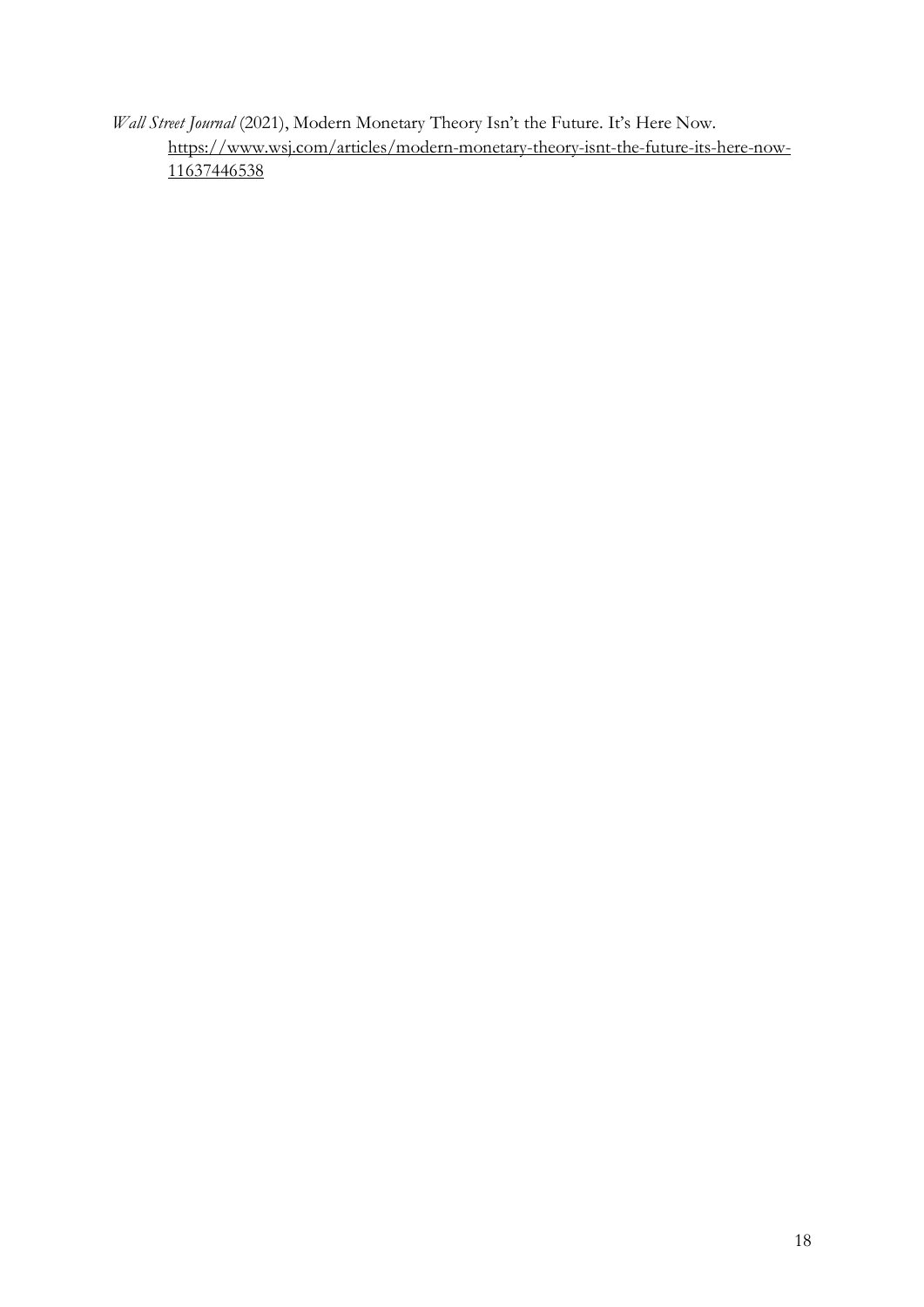*Wall Street Journal* (2021), Modern Monetary Theory Isn't the Future. It's Here Now. https://www.wsj.com/articles/modern-monetary-theory-isnt-the-future-its-here-now-11637446538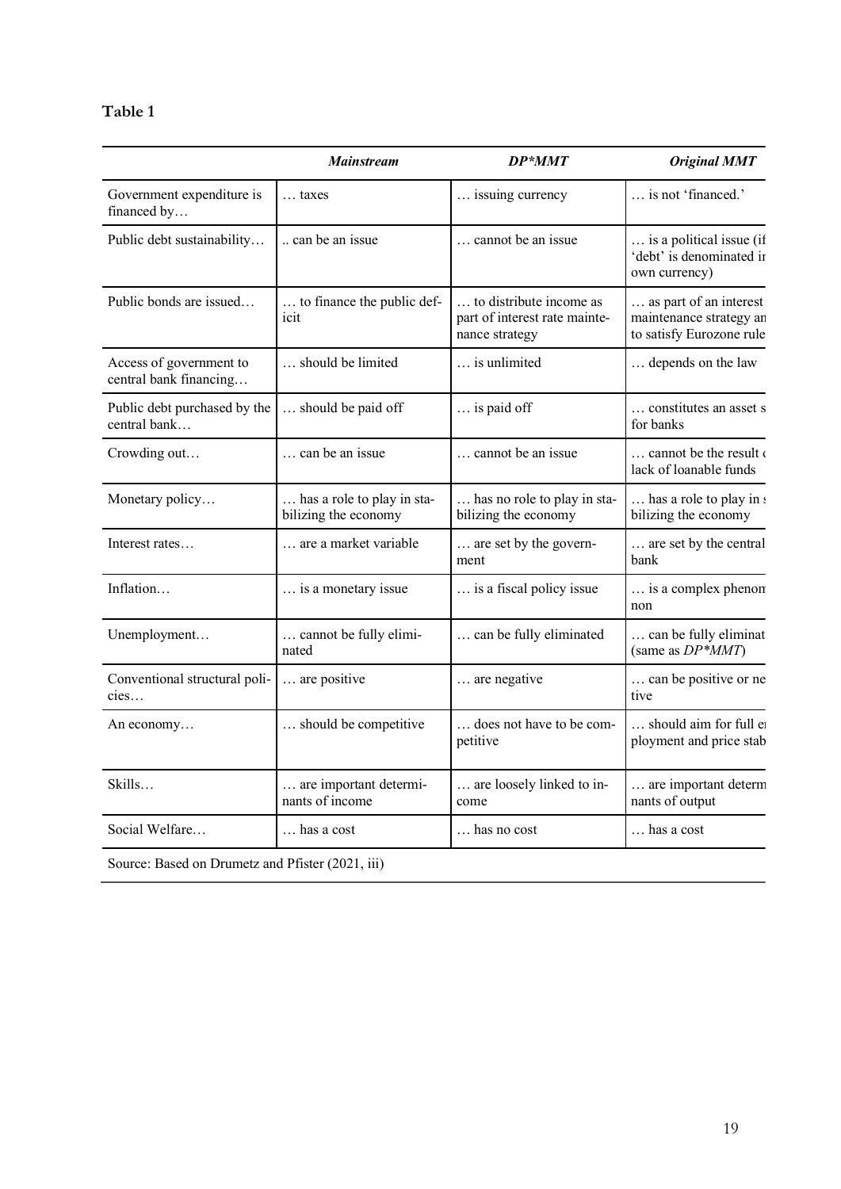**Table 1**

| | ***Mainstream*** | ***DP*MMT*** | ***Original MMT*** |
|---|---|---|---|
| Government expenditure is financed by… | … taxes | … issuing currency | … is not 'financed.' |
| Public debt sustainability… | .. can be an issue | … cannot be an issue | … is a political issue (if 'debt' is denominated in own currency) |
| Public bonds are issued… | … to finance the public deficit | … to distribute income as part of interest rate maintenance strategy | … as part of an interest maintenance strategy an to satisfy Eurozone rule |
| Access of government to central bank financing… | … should be limited | … is unlimited | … depends on the law |
| Public debt purchased by the central bank… | … should be paid off | … is paid off | … constitutes an asset s for banks |
| Crowding out… | … can be an issue | … cannot be an issue | … cannot be the result of lack of loanable funds |
| Monetary policy… | … has a role to play in stabilizing the economy | … has no role to play in stabilizing the economy | … has a role to play in stabilizing the economy |
| Interest rates… | … are a market variable | … are set by the government | … are set by the central bank |
| Inflation… | … is a monetary issue | … is a fiscal policy issue | … is a complex phenomenon |
| Unemployment… | … cannot be fully eliminated | … can be fully eliminated | … can be fully eliminat (same as *DP*MMT*) |
| Conventional structural policies… | … are positive | … are negative | … can be positive or negative |
| An economy… | … should be competitive | … does not have to be competitive | … should aim for full employment and price stab |
| Skills… | … are important determinants of income | … are loosely linked to income | … are important determinants of output |
| Social Welfare… | … has a cost | … has no cost | … has a cost |

Source: Based on Drumetz and Pfister (2021, iii)